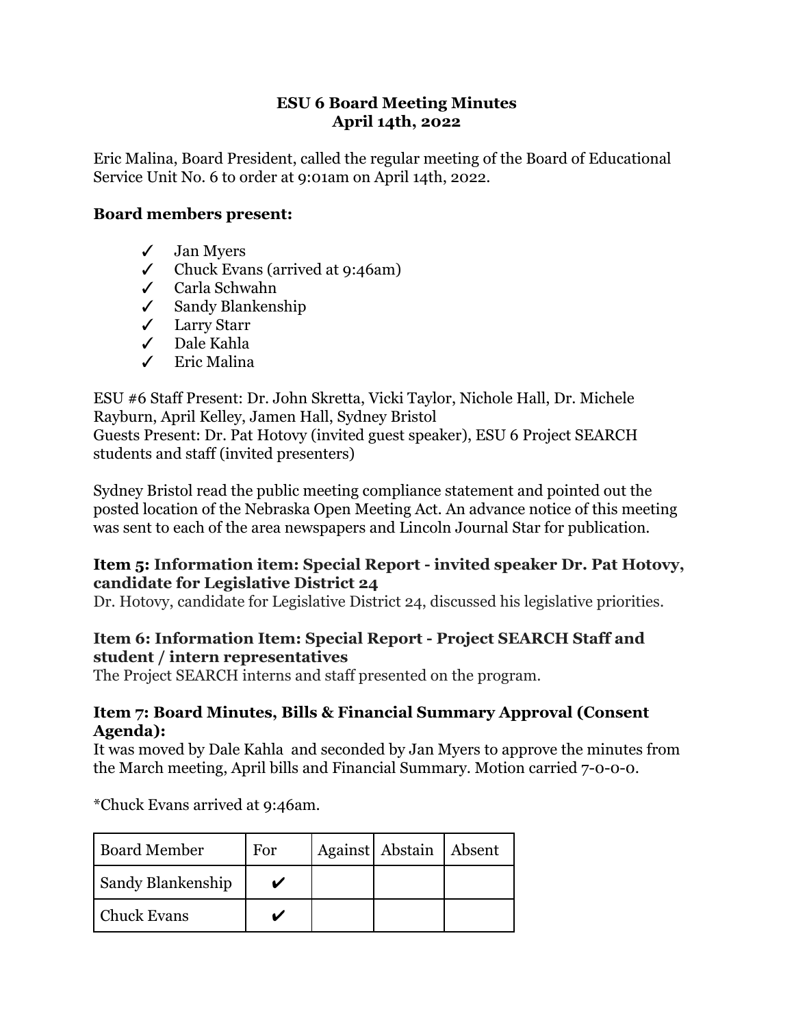**ESU 6 Board Meeting Minutes**
**April 14th, 2022**

Eric Malina, Board President, called the regular meeting of the Board of Educational Service Unit No. 6 to order at 9:01am on April 14th, 2022.

**Board members present:**

- ✓ Jan Myers
- ✓ Chuck Evans (arrived at 9:46am)
- ✓ Carla Schwahn
- ✓ Sandy Blankenship
- ✓ Larry Starr
- ✓ Dale Kahla
- ✓ Eric Malina

ESU #6 Staff Present: Dr. John Skretta, Vicki Taylor, Nichole Hall, Dr. Michele Rayburn, April Kelley, Jamen Hall, Sydney Bristol
Guests Present: Dr. Pat Hotovy (invited guest speaker), ESU 6 Project SEARCH students and staff (invited presenters)

Sydney Bristol read the public meeting compliance statement and pointed out the posted location of the Nebraska Open Meeting Act. An advance notice of this meeting was sent to each of the area newspapers and Lincoln Journal Star for publication.

**Item 5: Information item: Special Report - invited speaker Dr. Pat Hotovy, candidate for Legislative District 24**
Dr. Hotovy, candidate for Legislative District 24, discussed his legislative priorities.

**Item 6: Information Item: Special Report - Project SEARCH Staff and student / intern representatives**
The Project SEARCH interns and staff presented on the program.

**Item 7: Board Minutes, Bills & Financial Summary Approval (Consent Agenda):**
It was moved by Dale Kahla and seconded by Jan Myers to approve the minutes from the March meeting, April bills and Financial Summary. Motion carried 7-0-0-0.

*Chuck Evans arrived at 9:46am.

| Board Member | For | Against | Abstain | Absent |
|---|---|---|---|---|
| Sandy Blankenship | ✔ | | | |
| Chuck Evans | ✔ | | | |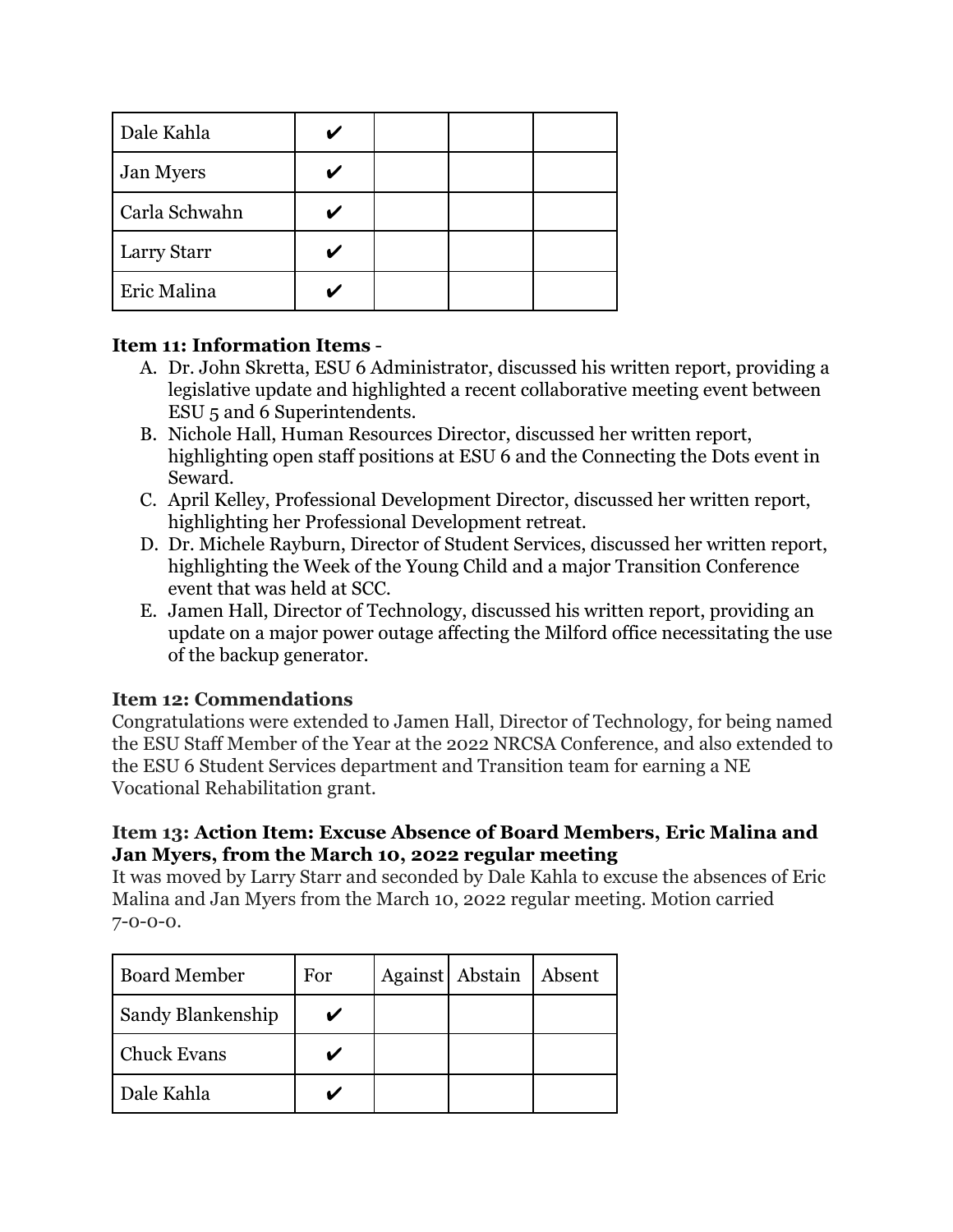| Dale Kahla | ✔ | | | |
|---|---|---|---|---|
| Jan Myers | ✔ | | | |
| Carla Schwahn | ✔ | | | |
| Larry Starr | ✔ | | | |
| Eric Malina | ✔ | | | |

**Item 11: Information Items** -

A. Dr. John Skretta, ESU 6 Administrator, discussed his written report, providing a legislative update and highlighted a recent collaborative meeting event between ESU 5 and 6 Superintendents.
B. Nichole Hall, Human Resources Director, discussed her written report, highlighting open staff positions at ESU 6 and the Connecting the Dots event in Seward.
C. April Kelley, Professional Development Director, discussed her written report, highlighting her Professional Development retreat.
D. Dr. Michele Rayburn, Director of Student Services, discussed her written report, highlighting the Week of the Young Child and a major Transition Conference event that was held at SCC.
E. Jamen Hall, Director of Technology, discussed his written report, providing an update on a major power outage affecting the Milford office necessitating the use of the backup generator.

**Item 12: Commendations**

Congratulations were extended to Jamen Hall, Director of Technology, for being named the ESU Staff Member of the Year at the 2022 NRCSA Conference, and also extended to the ESU 6 Student Services department and Transition team for earning a NE Vocational Rehabilitation grant.

**Item 13: Action Item: Excuse Absence of Board Members, Eric Malina and Jan Myers, from the March 10, 2022 regular meeting**

It was moved by Larry Starr and seconded by Dale Kahla to excuse the absences of Eric Malina and Jan Myers from the March 10, 2022 regular meeting. Motion carried 7-0-0-0.

| Board Member | For | Against | Abstain | Absent |
|---|---|---|---|---|
| Sandy Blankenship | ✔ | | | |
| Chuck Evans | ✔ | | | |
| Dale Kahla | ✔ | | | |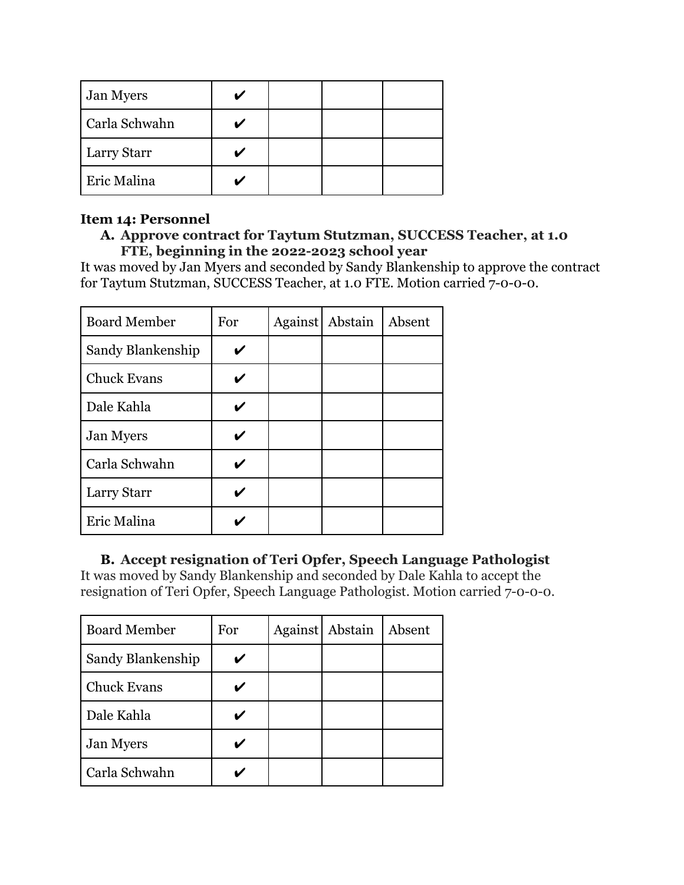| Jan Myers | ✔ | | | |
|---|---|---|---|---|
| Carla Schwahn | ✔ | | | |
| Larry Starr | ✔ | | | |
| Eric Malina | ✔ | | | |

**Item 14: Personnel**

**A. Approve contract for Taytum Stutzman, SUCCESS Teacher, at 1.0 FTE, beginning in the 2022-2023 school year**

It was moved by Jan Myers and seconded by Sandy Blankenship to approve the contract for Taytum Stutzman, SUCCESS Teacher, at 1.0 FTE. Motion carried 7-0-0-0.

| Board Member | For | Against | Abstain | Absent |
|---|---|---|---|---|
| Sandy Blankenship | ✔ | | | |
| Chuck Evans | ✔ | | | |
| Dale Kahla | ✔ | | | |
| Jan Myers | ✔ | | | |
| Carla Schwahn | ✔ | | | |
| Larry Starr | ✔ | | | |
| Eric Malina | ✔ | | | |

**B. Accept resignation of Teri Opfer, Speech Language Pathologist**

It was moved by Sandy Blankenship and seconded by Dale Kahla to accept the resignation of Teri Opfer, Speech Language Pathologist. Motion carried 7-0-0-0.

| Board Member | For | Against | Abstain | Absent |
|---|---|---|---|---|
| Sandy Blankenship | ✔ | | | |
| Chuck Evans | ✔ | | | |
| Dale Kahla | ✔ | | | |
| Jan Myers | ✔ | | | |
| Carla Schwahn | ✔ | | | |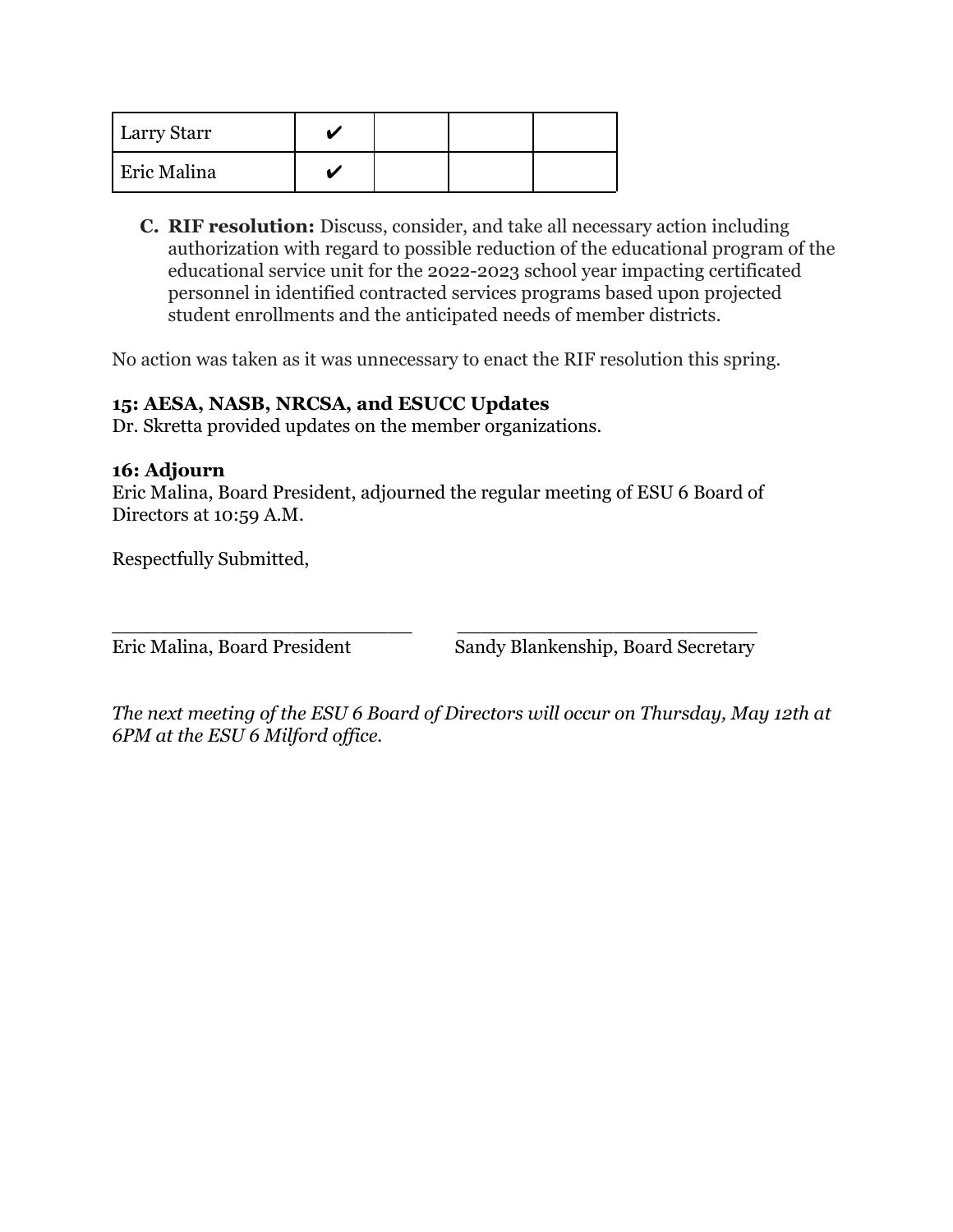| Larry Starr | ✔ | | | |
|---|---|---|---|---|
| Eric Malina | ✔ | | | |

C. **RIF resolution:** Discuss, consider, and take all necessary action including authorization with regard to possible reduction of the educational program of the educational service unit for the 2022-2023 school year impacting certificated personnel in identified contracted services programs based upon projected student enrollments and the anticipated needs of member districts.

No action was taken as it was unnecessary to enact the RIF resolution this spring.

**15: AESA, NASB, NRCSA, and ESUCC Updates**
Dr. Skretta provided updates on the member organizations.

**16: Adjourn**
Eric Malina, Board President, adjourned the regular meeting of ESU 6 Board of Directors at 10:59 A.M.

Respectfully Submitted,

\_\_\_\_\_\_\_\_\_\_\_\_\_\_\_\_\_\_\_\_\_\_\_\_\_\_\_\_ \_\_\_\_\_\_\_\_\_\_\_\_\_\_\_\_\_\_\_\_\_\_\_\_\_\_\_\_
Eric Malina, Board President Sandy Blankenship, Board Secretary

*The next meeting of the ESU 6 Board of Directors will occur on Thursday, May 12th at 6PM at the ESU 6 Milford office.*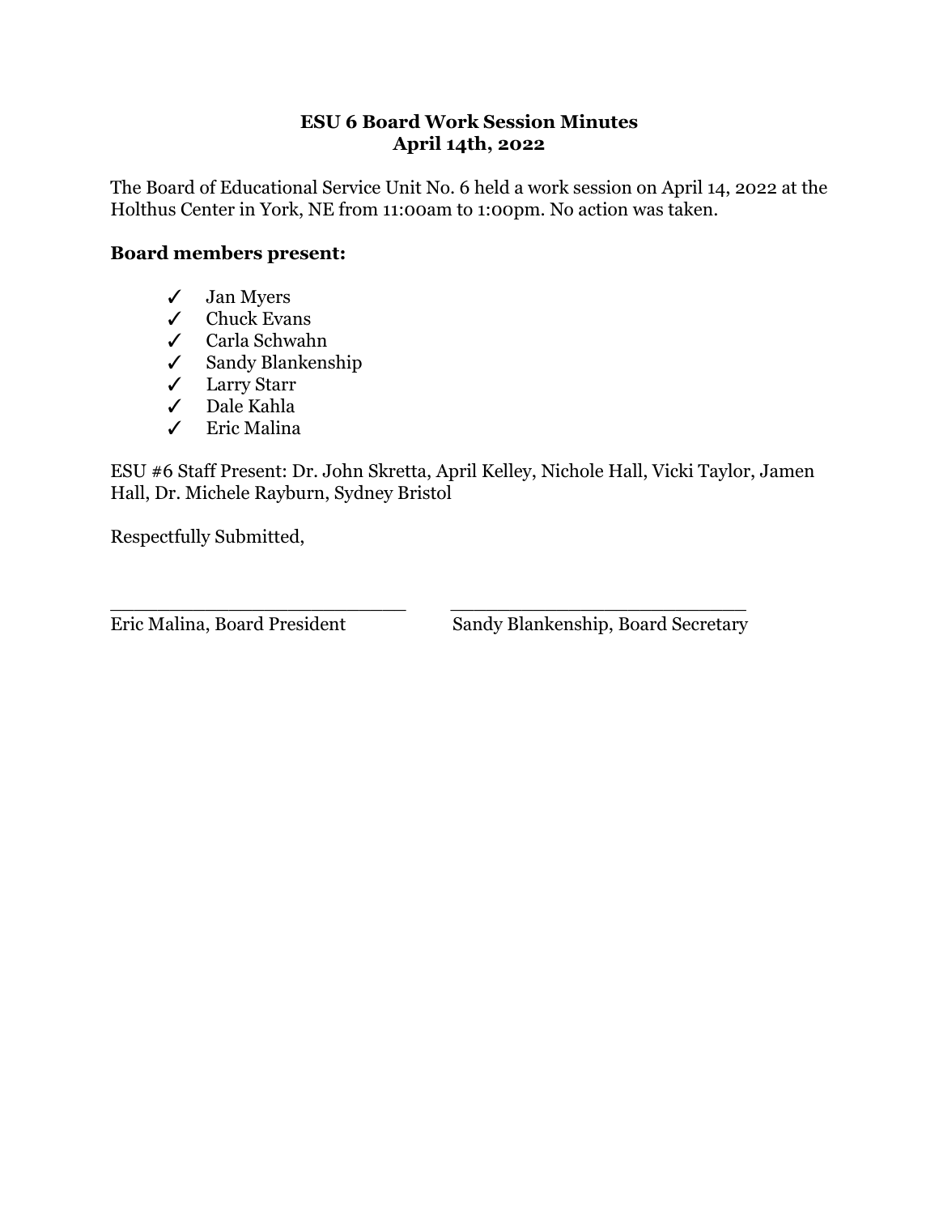# ESU 6 Board Work Session Minutes
## April 14th, 2022

The Board of Educational Service Unit No. 6 held a work session on April 14, 2022 at the Holthus Center in York, NE from 11:00am to 1:00pm. No action was taken.

**Board members present:**

- ✓ Jan Myers
- ✓ Chuck Evans
- ✓ Carla Schwahn
- ✓ Sandy Blankenship
- ✓ Larry Starr
- ✓ Dale Kahla
- ✓ Eric Malina

ESU #6 Staff Present: Dr. John Skretta, April Kelley, Nichole Hall, Vicki Taylor, Jamen Hall, Dr. Michele Rayburn, Sydney Bristol

Respectfully Submitted,

___________________________ ___________________________

Eric Malina, Board President Sandy Blankenship, Board Secretary